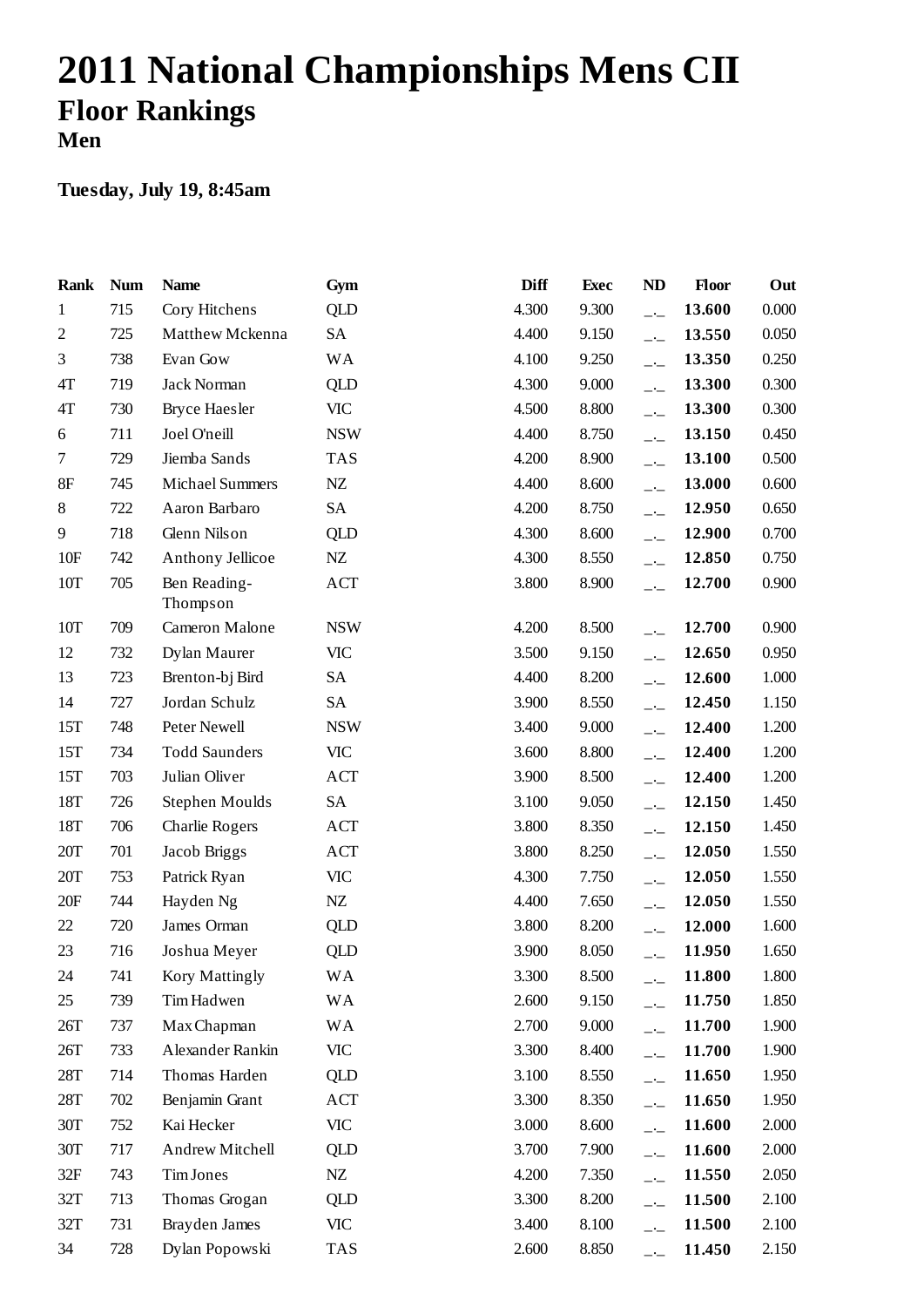# 2011 National Championships Mens CII

## Floor Rankings

### Men

**Tuesday, July 19, 8:45am**

| Rank | Num | Name | Gym | Diff | Exec | ND | Floor | Out |
|---|---|---|---|---|---|---|---|---|
| 1 | 715 | Cory Hitchens | QLD | 4.300 | 9.300 | _._ | **13.600** | 0.000 |
| 2 | 725 | Matthew Mckenna | SA | 4.400 | 9.150 | _._ | **13.550** | 0.050 |
| 3 | 738 | Evan Gow | WA | 4.100 | 9.250 | _._ | **13.350** | 0.250 |
| 4T | 719 | Jack Norman | QLD | 4.300 | 9.000 | _._ | **13.300** | 0.300 |
| 4T | 730 | Bryce Haesler | VIC | 4.500 | 8.800 | _._ | **13.300** | 0.300 |
| 6 | 711 | Joel O'neill | NSW | 4.400 | 8.750 | _._ | **13.150** | 0.450 |
| 7 | 729 | Jiemba Sands | TAS | 4.200 | 8.900 | _._ | **13.100** | 0.500 |
| 8F | 745 | Michael Summers | NZ | 4.400 | 8.600 | _._ | **13.000** | 0.600 |
| 8 | 722 | Aaron Barbaro | SA | 4.200 | 8.750 | _._ | **12.950** | 0.650 |
| 9 | 718 | Glenn Nilson | QLD | 4.300 | 8.600 | _._ | **12.900** | 0.700 |
| 10F | 742 | Anthony Jellicoe | NZ | 4.300 | 8.550 | _._ | **12.850** | 0.750 |
| 10T | 705 | Ben Reading-Thompson | ACT | 3.800 | 8.900 | _._ | **12.700** | 0.900 |
| 10T | 709 | Cameron Malone | NSW | 4.200 | 8.500 | _._ | **12.700** | 0.900 |
| 12 | 732 | Dylan Maurer | VIC | 3.500 | 9.150 | _._ | **12.650** | 0.950 |
| 13 | 723 | Brenton-bj Bird | SA | 4.400 | 8.200 | _._ | **12.600** | 1.000 |
| 14 | 727 | Jordan Schulz | SA | 3.900 | 8.550 | _._ | **12.450** | 1.150 |
| 15T | 748 | Peter Newell | NSW | 3.400 | 9.000 | _._ | **12.400** | 1.200 |
| 15T | 734 | Todd Saunders | VIC | 3.600 | 8.800 | _._ | **12.400** | 1.200 |
| 15T | 703 | Julian Oliver | ACT | 3.900 | 8.500 | _._ | **12.400** | 1.200 |
| 18T | 726 | Stephen Moulds | SA | 3.100 | 9.050 | _._ | **12.150** | 1.450 |
| 18T | 706 | Charlie Rogers | ACT | 3.800 | 8.350 | _._ | **12.150** | 1.450 |
| 20T | 701 | Jacob Briggs | ACT | 3.800 | 8.250 | _._ | **12.050** | 1.550 |
| 20T | 753 | Patrick Ryan | VIC | 4.300 | 7.750 | _._ | **12.050** | 1.550 |
| 20F | 744 | Hayden Ng | NZ | 4.400 | 7.650 | _._ | **12.050** | 1.550 |
| 22 | 720 | James Orman | QLD | 3.800 | 8.200 | _._ | **12.000** | 1.600 |
| 23 | 716 | Joshua Meyer | QLD | 3.900 | 8.050 | _._ | **11.950** | 1.650 |
| 24 | 741 | Kory Mattingly | WA | 3.300 | 8.500 | _._ | **11.800** | 1.800 |
| 25 | 739 | Tim Hadwen | WA | 2.600 | 9.150 | _._ | **11.750** | 1.850 |
| 26T | 737 | Max Chapman | WA | 2.700 | 9.000 | _._ | **11.700** | 1.900 |
| 26T | 733 | Alexander Rankin | VIC | 3.300 | 8.400 | _._ | **11.700** | 1.900 |
| 28T | 714 | Thomas Harden | QLD | 3.100 | 8.550 | _._ | **11.650** | 1.950 |
| 28T | 702 | Benjamin Grant | ACT | 3.300 | 8.350 | _._ | **11.650** | 1.950 |
| 30T | 752 | Kai Hecker | VIC | 3.000 | 8.600 | _._ | **11.600** | 2.000 |
| 30T | 717 | Andrew Mitchell | QLD | 3.700 | 7.900 | _._ | **11.600** | 2.000 |
| 32F | 743 | Tim Jones | NZ | 4.200 | 7.350 | _._ | **11.550** | 2.050 |
| 32T | 713 | Thomas Grogan | QLD | 3.300 | 8.200 | _._ | **11.500** | 2.100 |
| 32T | 731 | Brayden James | VIC | 3.400 | 8.100 | _._ | **11.500** | 2.100 |
| 34 | 728 | Dylan Popowski | TAS | 2.600 | 8.850 | _._ | **11.450** | 2.150 |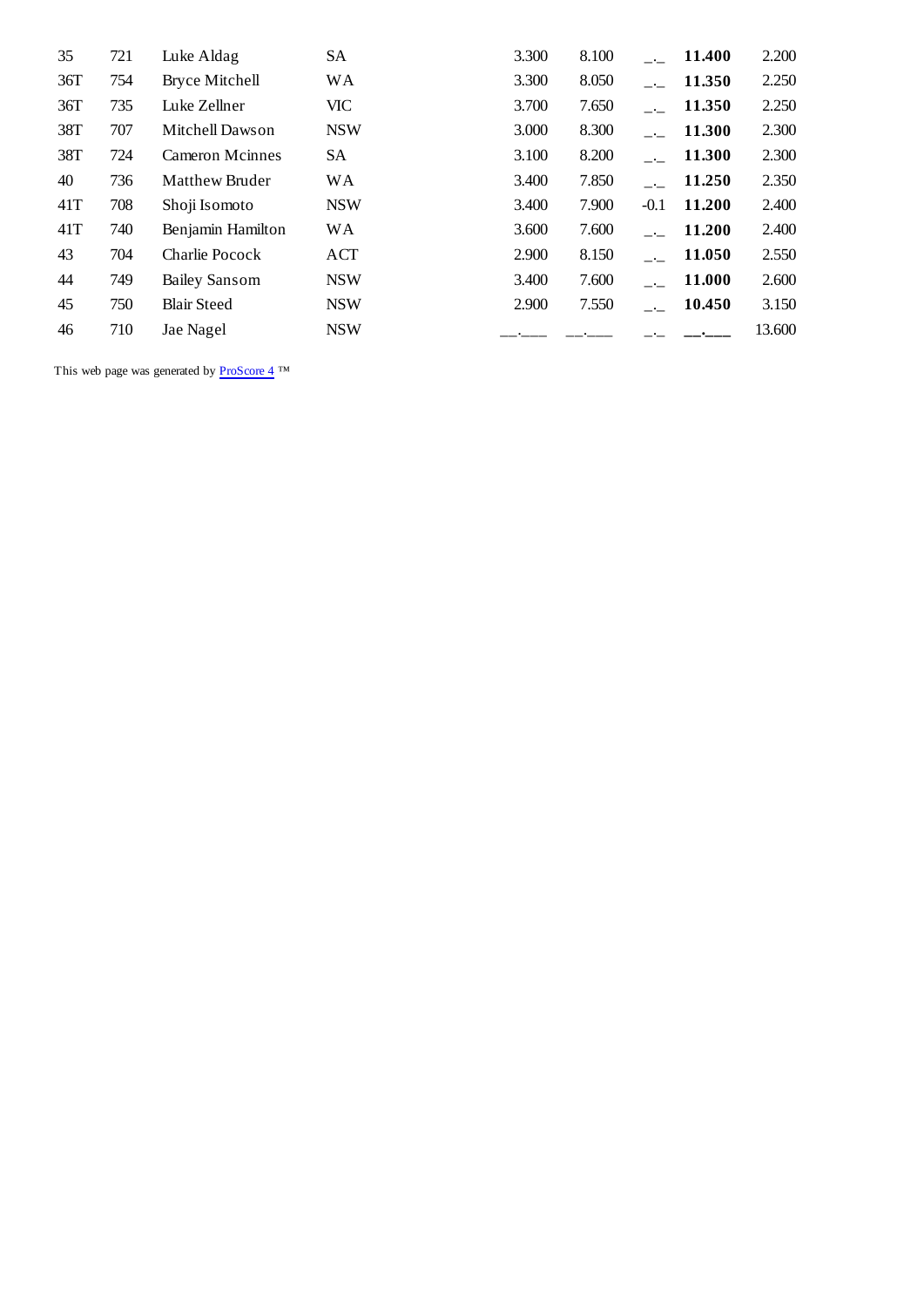| | | | | | | | | |
|---|---|---|---|---|---|---|---|---|
| 35 | 721 | Luke Aldag | SA | 3.300 | 8.100 | _._ | **11.400** | 2.200 |
| 36T | 754 | Bryce Mitchell | WA | 3.300 | 8.050 | _._ | **11.350** | 2.250 |
| 36T | 735 | Luke Zellner | VIC | 3.700 | 7.650 | _._ | **11.350** | 2.250 |
| 38T | 707 | Mitchell Dawson | NSW | 3.000 | 8.300 | _._ | **11.300** | 2.300 |
| 38T | 724 | Cameron Mcinnes | SA | 3.100 | 8.200 | _._ | **11.300** | 2.300 |
| 40 | 736 | Matthew Bruder | WA | 3.400 | 7.850 | _._ | **11.250** | 2.350 |
| 41T | 708 | Shoji Isomoto | NSW | 3.400 | 7.900 | -0.1 | **11.200** | 2.400 |
| 41T | 740 | Benjamin Hamilton | WA | 3.600 | 7.600 | _._ | **11.200** | 2.400 |
| 43 | 704 | Charlie Pocock | ACT | 2.900 | 8.150 | _._ | **11.050** | 2.550 |
| 44 | 749 | Bailey Sansom | NSW | 3.400 | 7.600 | _._ | **11.000** | 2.600 |
| 45 | 750 | Blair Steed | NSW | 2.900 | 7.550 | _._ | **10.450** | 3.150 |
| 46 | 710 | Jae Nagel | NSW | __.___ | __.___ | _._ | **__.___** | 13.600 |

This web page was generated by ProScore 4 ™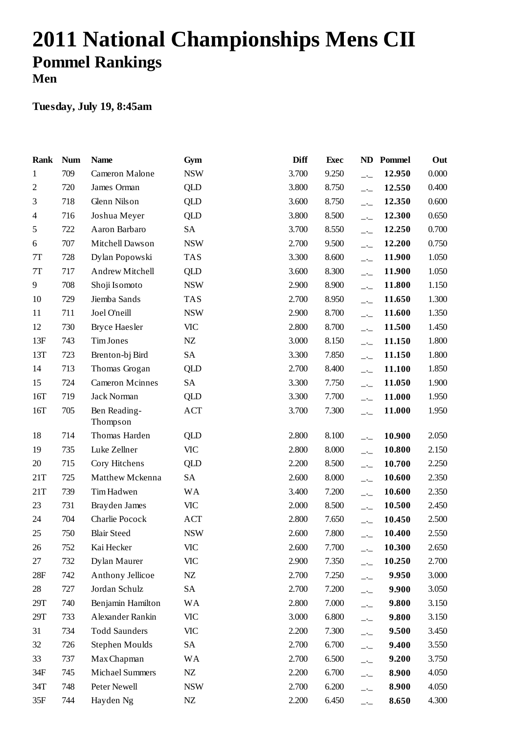# 2011 National Championships Mens CII

## Pommel Rankings

### Men

**Tuesday, July 19, 8:45am**

| Rank | Num | Name | Gym | Diff | Exec | ND | Pommel | Out |
|---|---|---|---|---|---|---|---|---|
| 1 | 709 | Cameron Malone | NSW | 3.700 | 9.250 | _._ | **12.950** | 0.000 |
| 2 | 720 | James Orman | QLD | 3.800 | 8.750 | _._ | **12.550** | 0.400 |
| 3 | 718 | Glenn Nilson | QLD | 3.600 | 8.750 | _._ | **12.350** | 0.600 |
| 4 | 716 | Joshua Meyer | QLD | 3.800 | 8.500 | _._ | **12.300** | 0.650 |
| 5 | 722 | Aaron Barbaro | SA | 3.700 | 8.550 | _._ | **12.250** | 0.700 |
| 6 | 707 | Mitchell Dawson | NSW | 2.700 | 9.500 | _._ | **12.200** | 0.750 |
| 7T | 728 | Dylan Popowski | TAS | 3.300 | 8.600 | _._ | **11.900** | 1.050 |
| 7T | 717 | Andrew Mitchell | QLD | 3.600 | 8.300 | _._ | **11.900** | 1.050 |
| 9 | 708 | Shoji Isomoto | NSW | 2.900 | 8.900 | _._ | **11.800** | 1.150 |
| 10 | 729 | Jiemba Sands | TAS | 2.700 | 8.950 | _._ | **11.650** | 1.300 |
| 11 | 711 | Joel O'neill | NSW | 2.900 | 8.700 | _._ | **11.600** | 1.350 |
| 12 | 730 | Bryce Haesler | VIC | 2.800 | 8.700 | _._ | **11.500** | 1.450 |
| 13F | 743 | Tim Jones | NZ | 3.000 | 8.150 | _._ | **11.150** | 1.800 |
| 13T | 723 | Brenton-bj Bird | SA | 3.300 | 7.850 | _._ | **11.150** | 1.800 |
| 14 | 713 | Thomas Grogan | QLD | 2.700 | 8.400 | _._ | **11.100** | 1.850 |
| 15 | 724 | Cameron Mcinnes | SA | 3.300 | 7.750 | _._ | **11.050** | 1.900 |
| 16T | 719 | Jack Norman | QLD | 3.300 | 7.700 | _._ | **11.000** | 1.950 |
| 16T | 705 | Ben Reading-Thompson | ACT | 3.700 | 7.300 | _._ | **11.000** | 1.950 |
| 18 | 714 | Thomas Harden | QLD | 2.800 | 8.100 | _._ | **10.900** | 2.050 |
| 19 | 735 | Luke Zellner | VIC | 2.800 | 8.000 | _._ | **10.800** | 2.150 |
| 20 | 715 | Cory Hitchens | QLD | 2.200 | 8.500 | _._ | **10.700** | 2.250 |
| 21T | 725 | Matthew Mckenna | SA | 2.600 | 8.000 | _._ | **10.600** | 2.350 |
| 21T | 739 | Tim Hadwen | WA | 3.400 | 7.200 | _._ | **10.600** | 2.350 |
| 23 | 731 | Brayden James | VIC | 2.000 | 8.500 | _._ | **10.500** | 2.450 |
| 24 | 704 | Charlie Pocock | ACT | 2.800 | 7.650 | _._ | **10.450** | 2.500 |
| 25 | 750 | Blair Steed | NSW | 2.600 | 7.800 | _._ | **10.400** | 2.550 |
| 26 | 752 | Kai Hecker | VIC | 2.600 | 7.700 | _._ | **10.300** | 2.650 |
| 27 | 732 | Dylan Maurer | VIC | 2.900 | 7.350 | _._ | **10.250** | 2.700 |
| 28F | 742 | Anthony Jellicoe | NZ | 2.700 | 7.250 | _._ | **9.950** | 3.000 |
| 28 | 727 | Jordan Schulz | SA | 2.700 | 7.200 | _._ | **9.900** | 3.050 |
| 29T | 740 | Benjamin Hamilton | WA | 2.800 | 7.000 | _._ | **9.800** | 3.150 |
| 29T | 733 | Alexander Rankin | VIC | 3.000 | 6.800 | _._ | **9.800** | 3.150 |
| 31 | 734 | Todd Saunders | VIC | 2.200 | 7.300 | _._ | **9.500** | 3.450 |
| 32 | 726 | Stephen Moulds | SA | 2.700 | 6.700 | _._ | **9.400** | 3.550 |
| 33 | 737 | Max Chapman | WA | 2.700 | 6.500 | _._ | **9.200** | 3.750 |
| 34F | 745 | Michael Summers | NZ | 2.200 | 6.700 | _._ | **8.900** | 4.050 |
| 34T | 748 | Peter Newell | NSW | 2.700 | 6.200 | _._ | **8.900** | 4.050 |
| 35F | 744 | Hayden Ng | NZ | 2.200 | 6.450 | _._ | **8.650** | 4.300 |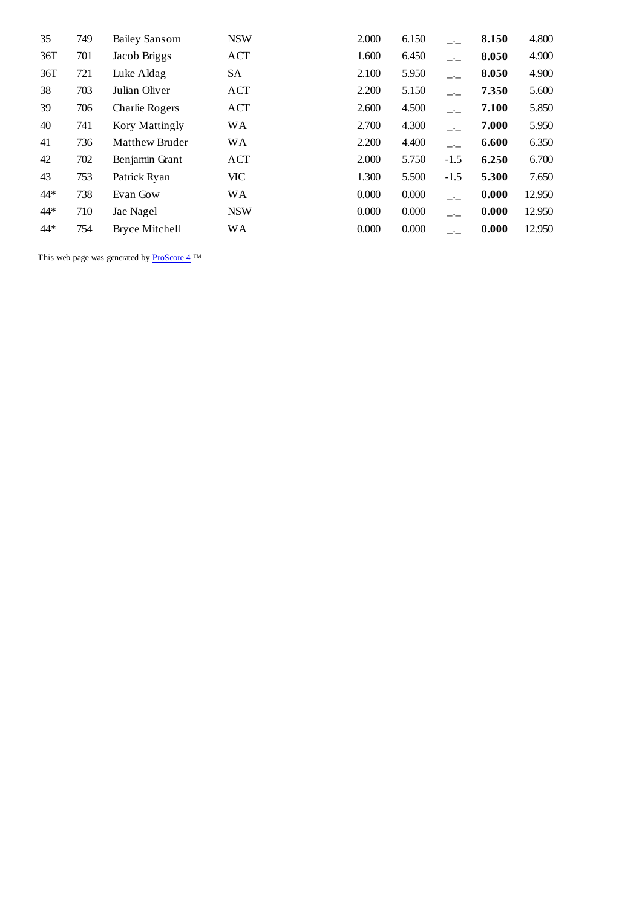| | | | | | | | | |
|---|---|---|---|---|---|---|---|---|
| 35 | 749 | Bailey Sansom | NSW | 2.000 | 6.150 | _._ | **8.150** | 4.800 |
| 36T | 701 | Jacob Briggs | ACT | 1.600 | 6.450 | _._ | **8.050** | 4.900 |
| 36T | 721 | Luke Aldag | SA | 2.100 | 5.950 | _._ | **8.050** | 4.900 |
| 38 | 703 | Julian Oliver | ACT | 2.200 | 5.150 | _._ | **7.350** | 5.600 |
| 39 | 706 | Charlie Rogers | ACT | 2.600 | 4.500 | _._ | **7.100** | 5.850 |
| 40 | 741 | Kory Mattingly | WA | 2.700 | 4.300 | _._ | **7.000** | 5.950 |
| 41 | 736 | Matthew Bruder | WA | 2.200 | 4.400 | _._ | **6.600** | 6.350 |
| 42 | 702 | Benjamin Grant | ACT | 2.000 | 5.750 | -1.5 | **6.250** | 6.700 |
| 43 | 753 | Patrick Ryan | VIC | 1.300 | 5.500 | -1.5 | **5.300** | 7.650 |
| 44* | 738 | Evan Gow | WA | 0.000 | 0.000 | _._ | **0.000** | 12.950 |
| 44* | 710 | Jae Nagel | NSW | 0.000 | 0.000 | _._ | **0.000** | 12.950 |
| 44* | 754 | Bryce Mitchell | WA | 0.000 | 0.000 | _._ | **0.000** | 12.950 |

This web page was generated by ProScore 4 ™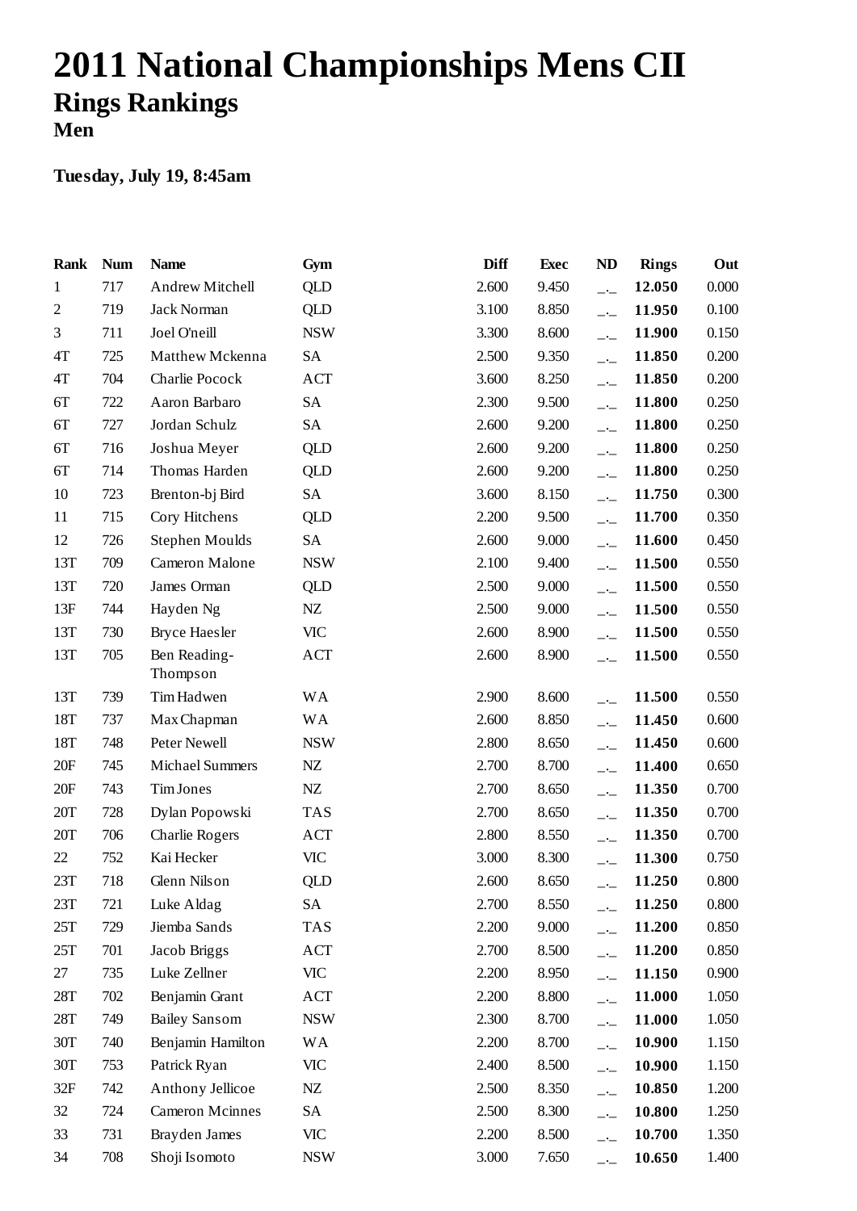# 2011 National Championships Mens CII

## Rings Rankings

### Men

**Tuesday, July 19, 8:45am**

| Rank | Num | Name | Gym | Diff | Exec | ND | Rings | Out |
|---|---|---|---|---|---|---|---|---|
| 1 | 717 | Andrew Mitchell | QLD | 2.600 | 9.450 | _._ | **12.050** | 0.000 |
| 2 | 719 | Jack Norman | QLD | 3.100 | 8.850 | _._ | **11.950** | 0.100 |
| 3 | 711 | Joel O'neill | NSW | 3.300 | 8.600 | _._ | **11.900** | 0.150 |
| 4T | 725 | Matthew Mckenna | SA | 2.500 | 9.350 | _._ | **11.850** | 0.200 |
| 4T | 704 | Charlie Pocock | ACT | 3.600 | 8.250 | _._ | **11.850** | 0.200 |
| 6T | 722 | Aaron Barbaro | SA | 2.300 | 9.500 | _._ | **11.800** | 0.250 |
| 6T | 727 | Jordan Schulz | SA | 2.600 | 9.200 | _._ | **11.800** | 0.250 |
| 6T | 716 | Joshua Meyer | QLD | 2.600 | 9.200 | _._ | **11.800** | 0.250 |
| 6T | 714 | Thomas Harden | QLD | 2.600 | 9.200 | _._ | **11.800** | 0.250 |
| 10 | 723 | Brenton-bj Bird | SA | 3.600 | 8.150 | _._ | **11.750** | 0.300 |
| 11 | 715 | Cory Hitchens | QLD | 2.200 | 9.500 | _._ | **11.700** | 0.350 |
| 12 | 726 | Stephen Moulds | SA | 2.600 | 9.000 | _._ | **11.600** | 0.450 |
| 13T | 709 | Cameron Malone | NSW | 2.100 | 9.400 | _._ | **11.500** | 0.550 |
| 13T | 720 | James Orman | QLD | 2.500 | 9.000 | _._ | **11.500** | 0.550 |
| 13F | 744 | Hayden Ng | NZ | 2.500 | 9.000 | _._ | **11.500** | 0.550 |
| 13T | 730 | Bryce Haesler | VIC | 2.600 | 8.900 | _._ | **11.500** | 0.550 |
| 13T | 705 | Ben Reading-Thompson | ACT | 2.600 | 8.900 | _._ | **11.500** | 0.550 |
| 13T | 739 | Tim Hadwen | WA | 2.900 | 8.600 | _._ | **11.500** | 0.550 |
| 18T | 737 | Max Chapman | WA | 2.600 | 8.850 | _._ | **11.450** | 0.600 |
| 18T | 748 | Peter Newell | NSW | 2.800 | 8.650 | _._ | **11.450** | 0.600 |
| 20F | 745 | Michael Summers | NZ | 2.700 | 8.700 | _._ | **11.400** | 0.650 |
| 20F | 743 | Tim Jones | NZ | 2.700 | 8.650 | _._ | **11.350** | 0.700 |
| 20T | 728 | Dylan Popowski | TAS | 2.700 | 8.650 | _._ | **11.350** | 0.700 |
| 20T | 706 | Charlie Rogers | ACT | 2.800 | 8.550 | _._ | **11.350** | 0.700 |
| 22 | 752 | Kai Hecker | VIC | 3.000 | 8.300 | _._ | **11.300** | 0.750 |
| 23T | 718 | Glenn Nilson | QLD | 2.600 | 8.650 | _._ | **11.250** | 0.800 |
| 23T | 721 | Luke Aldag | SA | 2.700 | 8.550 | _._ | **11.250** | 0.800 |
| 25T | 729 | Jiemba Sands | TAS | 2.200 | 9.000 | _._ | **11.200** | 0.850 |
| 25T | 701 | Jacob Briggs | ACT | 2.700 | 8.500 | _._ | **11.200** | 0.850 |
| 27 | 735 | Luke Zellner | VIC | 2.200 | 8.950 | _._ | **11.150** | 0.900 |
| 28T | 702 | Benjamin Grant | ACT | 2.200 | 8.800 | _._ | **11.000** | 1.050 |
| 28T | 749 | Bailey Sansom | NSW | 2.300 | 8.700 | _._ | **11.000** | 1.050 |
| 30T | 740 | Benjamin Hamilton | WA | 2.200 | 8.700 | _._ | **10.900** | 1.150 |
| 30T | 753 | Patrick Ryan | VIC | 2.400 | 8.500 | _._ | **10.900** | 1.150 |
| 32F | 742 | Anthony Jellicoe | NZ | 2.500 | 8.350 | _._ | **10.850** | 1.200 |
| 32 | 724 | Cameron Mcinnes | SA | 2.500 | 8.300 | _._ | **10.800** | 1.250 |
| 33 | 731 | Brayden James | VIC | 2.200 | 8.500 | _._ | **10.700** | 1.350 |
| 34 | 708 | Shoji Isomoto | NSW | 3.000 | 7.650 | _._ | **10.650** | 1.400 |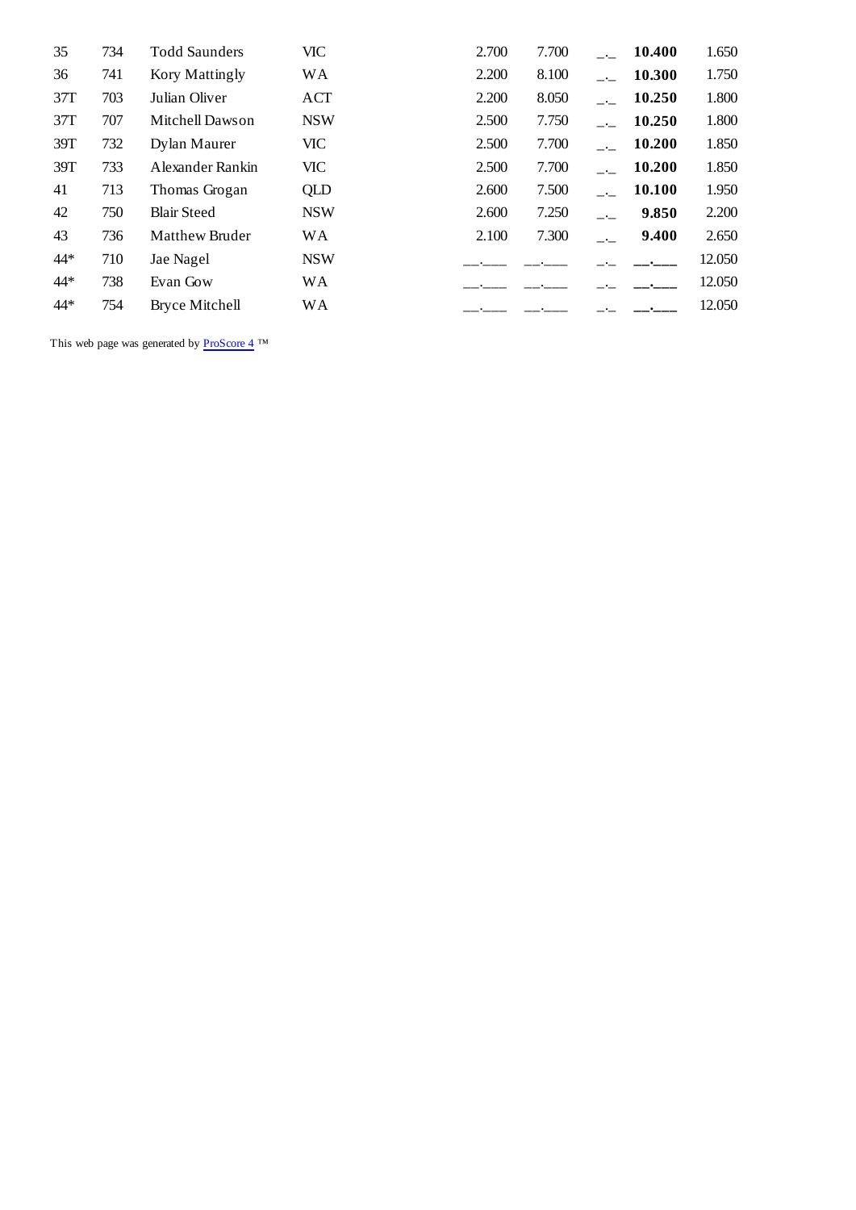| | | | | | | | | |
|---|---|---|---|---|---|---|---|---|
| 35 | 734 | Todd Saunders | VIC | 2.700 | 7.700 | _._ | **10.400** | 1.650 |
| 36 | 741 | Kory Mattingly | WA | 2.200 | 8.100 | _._ | **10.300** | 1.750 |
| 37T | 703 | Julian Oliver | ACT | 2.200 | 8.050 | _._ | **10.250** | 1.800 |
| 37T | 707 | Mitchell Dawson | NSW | 2.500 | 7.750 | _._ | **10.250** | 1.800 |
| 39T | 732 | Dylan Maurer | VIC | 2.500 | 7.700 | _._ | **10.200** | 1.850 |
| 39T | 733 | Alexander Rankin | VIC | 2.500 | 7.700 | _._ | **10.200** | 1.850 |
| 41 | 713 | Thomas Grogan | QLD | 2.600 | 7.500 | _._ | **10.100** | 1.950 |
| 42 | 750 | Blair Steed | NSW | 2.600 | 7.250 | _._ | **9.850** | 2.200 |
| 43 | 736 | Matthew Bruder | WA | 2.100 | 7.300 | _._ | **9.400** | 2.650 |
| 44* | 710 | Jae Nagel | NSW | __.___ | __.___ | _._ | **__.___** | 12.050 |
| 44* | 738 | Evan Gow | WA | __.___ | __.___ | _._ | **__.___** | 12.050 |
| 44* | 754 | Bryce Mitchell | WA | __.___ | __.___ | _._ | **__.___** | 12.050 |

This web page was generated by ProScore 4 ™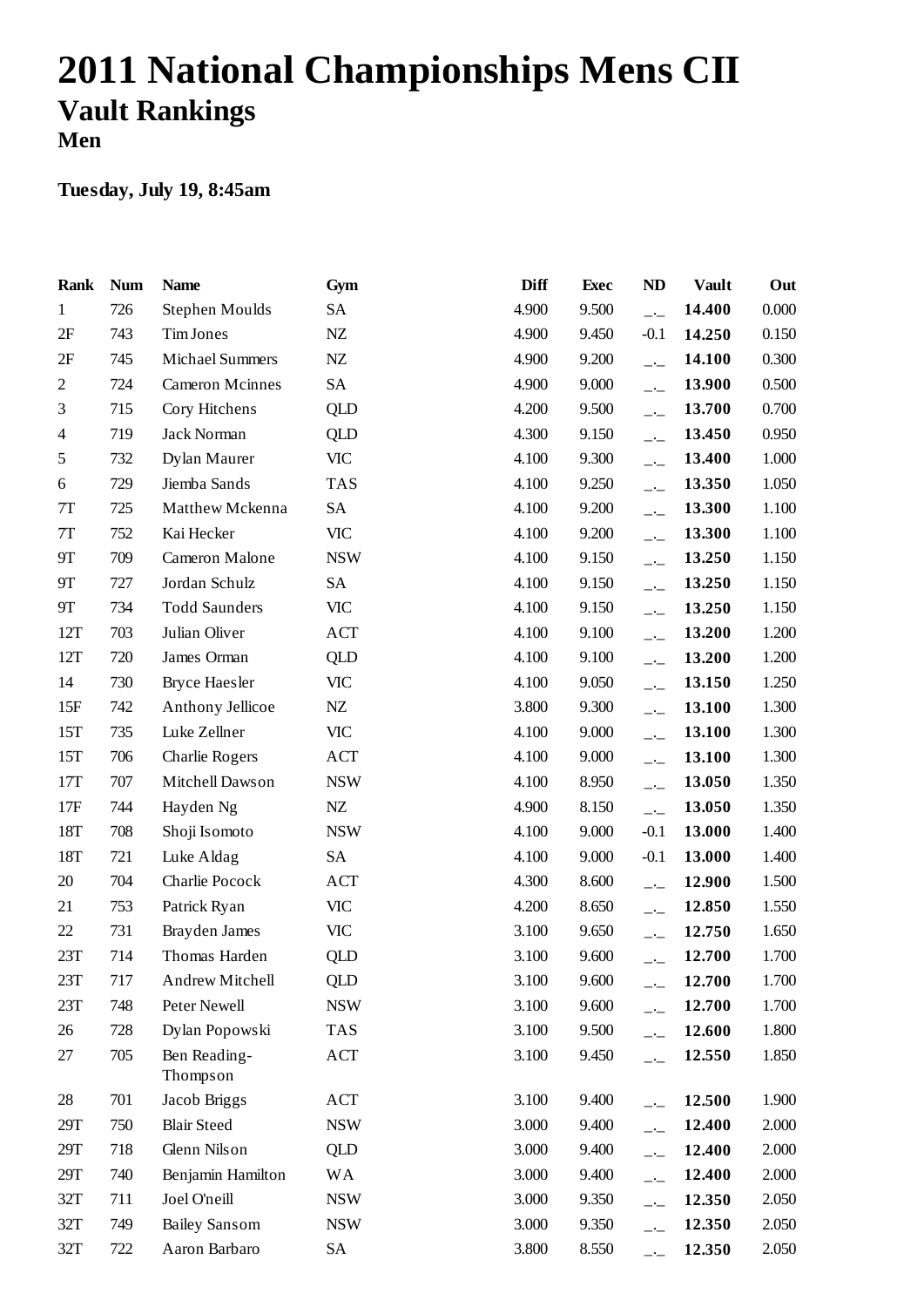# 2011 National Championships Mens CII

## Vault Rankings

### Men

**Tuesday, July 19, 8:45am**

| Rank | Num | Name | Gym | Diff | Exec | ND | Vault | Out |
|---|---|---|---|---|---|---|---|---|
| 1 | 726 | Stephen Moulds | SA | 4.900 | 9.500 | _._ | **14.400** | 0.000 |
| 2F | 743 | Tim Jones | NZ | 4.900 | 9.450 | -0.1 | **14.250** | 0.150 |
| 2F | 745 | Michael Summers | NZ | 4.900 | 9.200 | _._ | **14.100** | 0.300 |
| 2 | 724 | Cameron Mcinnes | SA | 4.900 | 9.000 | _._ | **13.900** | 0.500 |
| 3 | 715 | Cory Hitchens | QLD | 4.200 | 9.500 | _._ | **13.700** | 0.700 |
| 4 | 719 | Jack Norman | QLD | 4.300 | 9.150 | _._ | **13.450** | 0.950 |
| 5 | 732 | Dylan Maurer | VIC | 4.100 | 9.300 | _._ | **13.400** | 1.000 |
| 6 | 729 | Jiemba Sands | TAS | 4.100 | 9.250 | _._ | **13.350** | 1.050 |
| 7T | 725 | Matthew Mckenna | SA | 4.100 | 9.200 | _._ | **13.300** | 1.100 |
| 7T | 752 | Kai Hecker | VIC | 4.100 | 9.200 | _._ | **13.300** | 1.100 |
| 9T | 709 | Cameron Malone | NSW | 4.100 | 9.150 | _._ | **13.250** | 1.150 |
| 9T | 727 | Jordan Schulz | SA | 4.100 | 9.150 | _._ | **13.250** | 1.150 |
| 9T | 734 | Todd Saunders | VIC | 4.100 | 9.150 | _._ | **13.250** | 1.150 |
| 12T | 703 | Julian Oliver | ACT | 4.100 | 9.100 | _._ | **13.200** | 1.200 |
| 12T | 720 | James Orman | QLD | 4.100 | 9.100 | _._ | **13.200** | 1.200 |
| 14 | 730 | Bryce Haesler | VIC | 4.100 | 9.050 | _._ | **13.150** | 1.250 |
| 15F | 742 | Anthony Jellicoe | NZ | 3.800 | 9.300 | _._ | **13.100** | 1.300 |
| 15T | 735 | Luke Zellner | VIC | 4.100 | 9.000 | _._ | **13.100** | 1.300 |
| 15T | 706 | Charlie Rogers | ACT | 4.100 | 9.000 | _._ | **13.100** | 1.300 |
| 17T | 707 | Mitchell Dawson | NSW | 4.100 | 8.950 | _._ | **13.050** | 1.350 |
| 17F | 744 | Hayden Ng | NZ | 4.900 | 8.150 | _._ | **13.050** | 1.350 |
| 18T | 708 | Shoji Isomoto | NSW | 4.100 | 9.000 | -0.1 | **13.000** | 1.400 |
| 18T | 721 | Luke Aldag | SA | 4.100 | 9.000 | -0.1 | **13.000** | 1.400 |
| 20 | 704 | Charlie Pocock | ACT | 4.300 | 8.600 | _._ | **12.900** | 1.500 |
| 21 | 753 | Patrick Ryan | VIC | 4.200 | 8.650 | _._ | **12.850** | 1.550 |
| 22 | 731 | Brayden James | VIC | 3.100 | 9.650 | _._ | **12.750** | 1.650 |
| 23T | 714 | Thomas Harden | QLD | 3.100 | 9.600 | _._ | **12.700** | 1.700 |
| 23T | 717 | Andrew Mitchell | QLD | 3.100 | 9.600 | _._ | **12.700** | 1.700 |
| 23T | 748 | Peter Newell | NSW | 3.100 | 9.600 | _._ | **12.700** | 1.700 |
| 26 | 728 | Dylan Popowski | TAS | 3.100 | 9.500 | _._ | **12.600** | 1.800 |
| 27 | 705 | Ben Reading-Thompson | ACT | 3.100 | 9.450 | _._ | **12.550** | 1.850 |
| 28 | 701 | Jacob Briggs | ACT | 3.100 | 9.400 | _._ | **12.500** | 1.900 |
| 29T | 750 | Blair Steed | NSW | 3.000 | 9.400 | _._ | **12.400** | 2.000 |
| 29T | 718 | Glenn Nilson | QLD | 3.000 | 9.400 | _._ | **12.400** | 2.000 |
| 29T | 740 | Benjamin Hamilton | WA | 3.000 | 9.400 | _._ | **12.400** | 2.000 |
| 32T | 711 | Joel O'neill | NSW | 3.000 | 9.350 | _._ | **12.350** | 2.050 |
| 32T | 749 | Bailey Sansom | NSW | 3.000 | 9.350 | _._ | **12.350** | 2.050 |
| 32T | 722 | Aaron Barbaro | SA | 3.800 | 8.550 | _._ | **12.350** | 2.050 |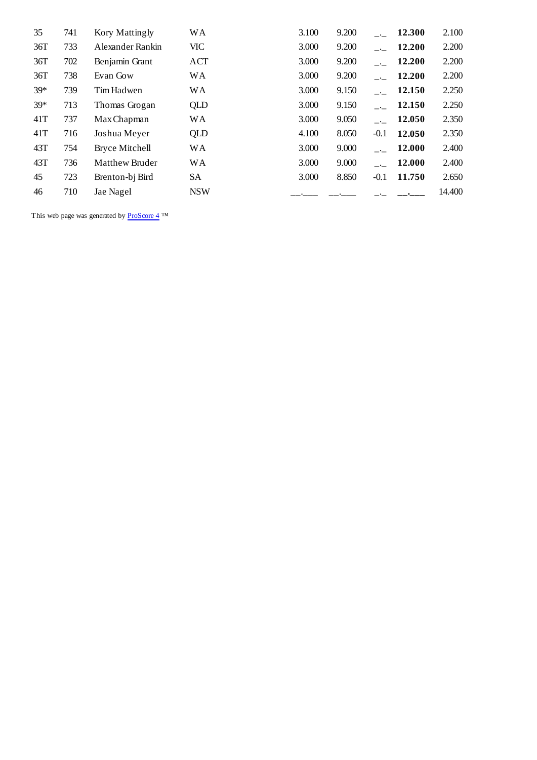| | | | | | | | | |
|---|---|---|---|---|---|---|---|---|
| 35 | 741 | Kory Mattingly | WA | 3.100 | 9.200 | _._ | **12.300** | 2.100 |
| 36T | 733 | Alexander Rankin | VIC | 3.000 | 9.200 | _._ | **12.200** | 2.200 |
| 36T | 702 | Benjamin Grant | ACT | 3.000 | 9.200 | _._ | **12.200** | 2.200 |
| 36T | 738 | Evan Gow | WA | 3.000 | 9.200 | _._ | **12.200** | 2.200 |
| 39* | 739 | Tim Hadwen | WA | 3.000 | 9.150 | _._ | **12.150** | 2.250 |
| 39* | 713 | Thomas Grogan | QLD | 3.000 | 9.150 | _._ | **12.150** | 2.250 |
| 41T | 737 | Max Chapman | WA | 3.000 | 9.050 | _._ | **12.050** | 2.350 |
| 41T | 716 | Joshua Meyer | QLD | 4.100 | 8.050 | -0.1 | **12.050** | 2.350 |
| 43T | 754 | Bryce Mitchell | WA | 3.000 | 9.000 | _._ | **12.000** | 2.400 |
| 43T | 736 | Matthew Bruder | WA | 3.000 | 9.000 | _._ | **12.000** | 2.400 |
| 45 | 723 | Brenton-bj Bird | SA | 3.000 | 8.850 | -0.1 | **11.750** | 2.650 |
| 46 | 710 | Jae Nagel | NSW | __.___ | __.___ | _._ | **__.___** | 14.400 |

This web page was generated by ProScore 4 ™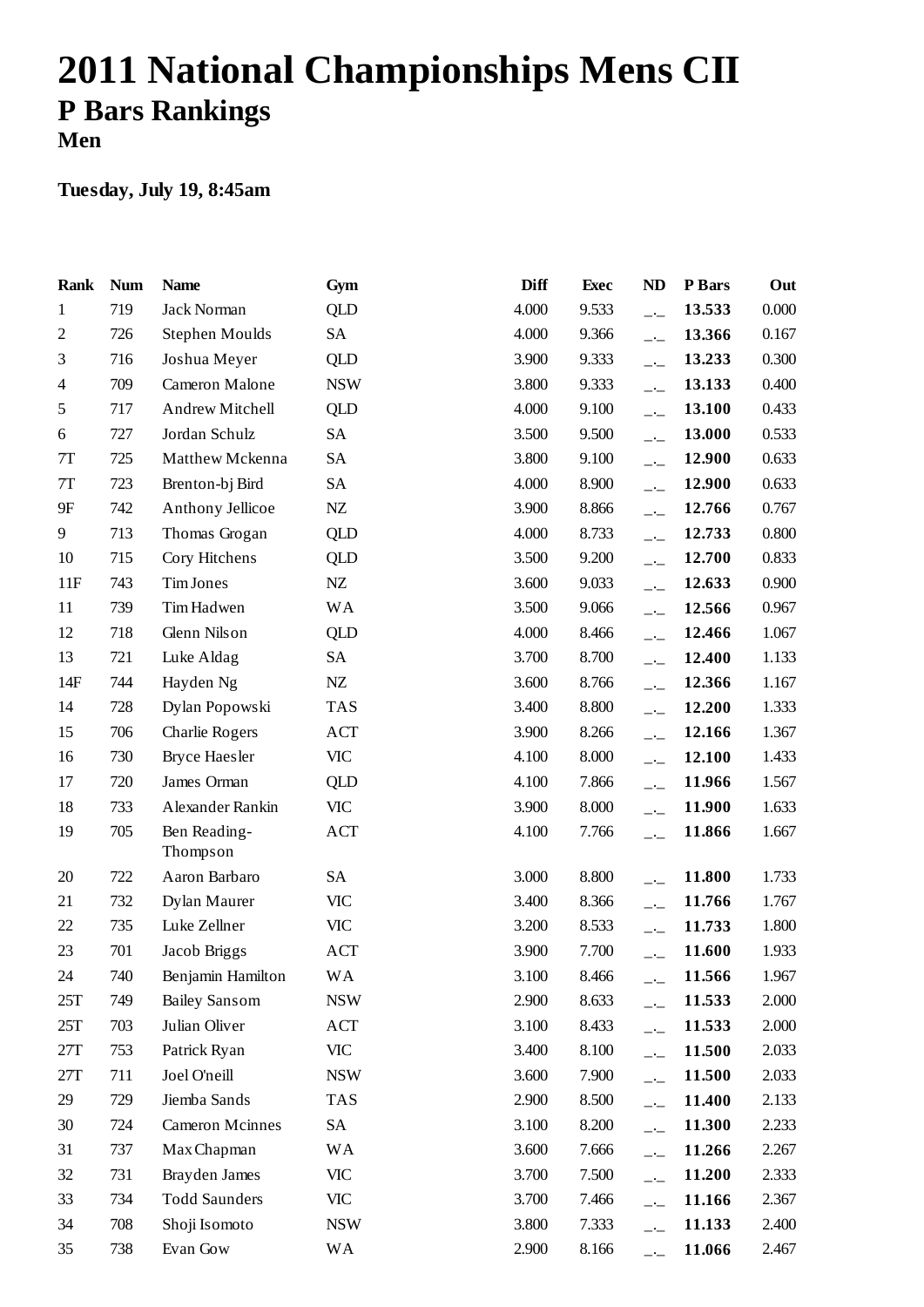# 2011 National Championships Mens CII

## P Bars Rankings

### Men

**Tuesday, July 19, 8:45am**

| Rank | Num | Name | Gym | Diff | Exec | ND | P Bars | Out |
|---|---|---|---|---|---|---|---|---|
| 1 | 719 | Jack Norman | QLD | 4.000 | 9.533 | _._ | **13.533** | 0.000 |
| 2 | 726 | Stephen Moulds | SA | 4.000 | 9.366 | _._ | **13.366** | 0.167 |
| 3 | 716 | Joshua Meyer | QLD | 3.900 | 9.333 | _._ | **13.233** | 0.300 |
| 4 | 709 | Cameron Malone | NSW | 3.800 | 9.333 | _._ | **13.133** | 0.400 |
| 5 | 717 | Andrew Mitchell | QLD | 4.000 | 9.100 | _._ | **13.100** | 0.433 |
| 6 | 727 | Jordan Schulz | SA | 3.500 | 9.500 | _._ | **13.000** | 0.533 |
| 7T | 725 | Matthew Mckenna | SA | 3.800 | 9.100 | _._ | **12.900** | 0.633 |
| 7T | 723 | Brenton-bj Bird | SA | 4.000 | 8.900 | _._ | **12.900** | 0.633 |
| 9F | 742 | Anthony Jellicoe | NZ | 3.900 | 8.866 | _._ | **12.766** | 0.767 |
| 9 | 713 | Thomas Grogan | QLD | 4.000 | 8.733 | _._ | **12.733** | 0.800 |
| 10 | 715 | Cory Hitchens | QLD | 3.500 | 9.200 | _._ | **12.700** | 0.833 |
| 11F | 743 | Tim Jones | NZ | 3.600 | 9.033 | _._ | **12.633** | 0.900 |
| 11 | 739 | Tim Hadwen | WA | 3.500 | 9.066 | _._ | **12.566** | 0.967 |
| 12 | 718 | Glenn Nilson | QLD | 4.000 | 8.466 | _._ | **12.466** | 1.067 |
| 13 | 721 | Luke Aldag | SA | 3.700 | 8.700 | _._ | **12.400** | 1.133 |
| 14F | 744 | Hayden Ng | NZ | 3.600 | 8.766 | _._ | **12.366** | 1.167 |
| 14 | 728 | Dylan Popowski | TAS | 3.400 | 8.800 | _._ | **12.200** | 1.333 |
| 15 | 706 | Charlie Rogers | ACT | 3.900 | 8.266 | _._ | **12.166** | 1.367 |
| 16 | 730 | Bryce Haesler | VIC | 4.100 | 8.000 | _._ | **12.100** | 1.433 |
| 17 | 720 | James Orman | QLD | 4.100 | 7.866 | _._ | **11.966** | 1.567 |
| 18 | 733 | Alexander Rankin | VIC | 3.900 | 8.000 | _._ | **11.900** | 1.633 |
| 19 | 705 | Ben Reading-Thompson | ACT | 4.100 | 7.766 | _._ | **11.866** | 1.667 |
| 20 | 722 | Aaron Barbaro | SA | 3.000 | 8.800 | _._ | **11.800** | 1.733 |
| 21 | 732 | Dylan Maurer | VIC | 3.400 | 8.366 | _._ | **11.766** | 1.767 |
| 22 | 735 | Luke Zellner | VIC | 3.200 | 8.533 | _._ | **11.733** | 1.800 |
| 23 | 701 | Jacob Briggs | ACT | 3.900 | 7.700 | _._ | **11.600** | 1.933 |
| 24 | 740 | Benjamin Hamilton | WA | 3.100 | 8.466 | _._ | **11.566** | 1.967 |
| 25T | 749 | Bailey Sansom | NSW | 2.900 | 8.633 | _._ | **11.533** | 2.000 |
| 25T | 703 | Julian Oliver | ACT | 3.100 | 8.433 | _._ | **11.533** | 2.000 |
| 27T | 753 | Patrick Ryan | VIC | 3.400 | 8.100 | _._ | **11.500** | 2.033 |
| 27T | 711 | Joel O'neill | NSW | 3.600 | 7.900 | _._ | **11.500** | 2.033 |
| 29 | 729 | Jiemba Sands | TAS | 2.900 | 8.500 | _._ | **11.400** | 2.133 |
| 30 | 724 | Cameron Mcinnes | SA | 3.100 | 8.200 | _._ | **11.300** | 2.233 |
| 31 | 737 | Max Chapman | WA | 3.600 | 7.666 | _._ | **11.266** | 2.267 |
| 32 | 731 | Brayden James | VIC | 3.700 | 7.500 | _._ | **11.200** | 2.333 |
| 33 | 734 | Todd Saunders | VIC | 3.700 | 7.466 | _._ | **11.166** | 2.367 |
| 34 | 708 | Shoji Isomoto | NSW | 3.800 | 7.333 | _._ | **11.133** | 2.400 |
| 35 | 738 | Evan Gow | WA | 2.900 | 8.166 | _._ | **11.066** | 2.467 |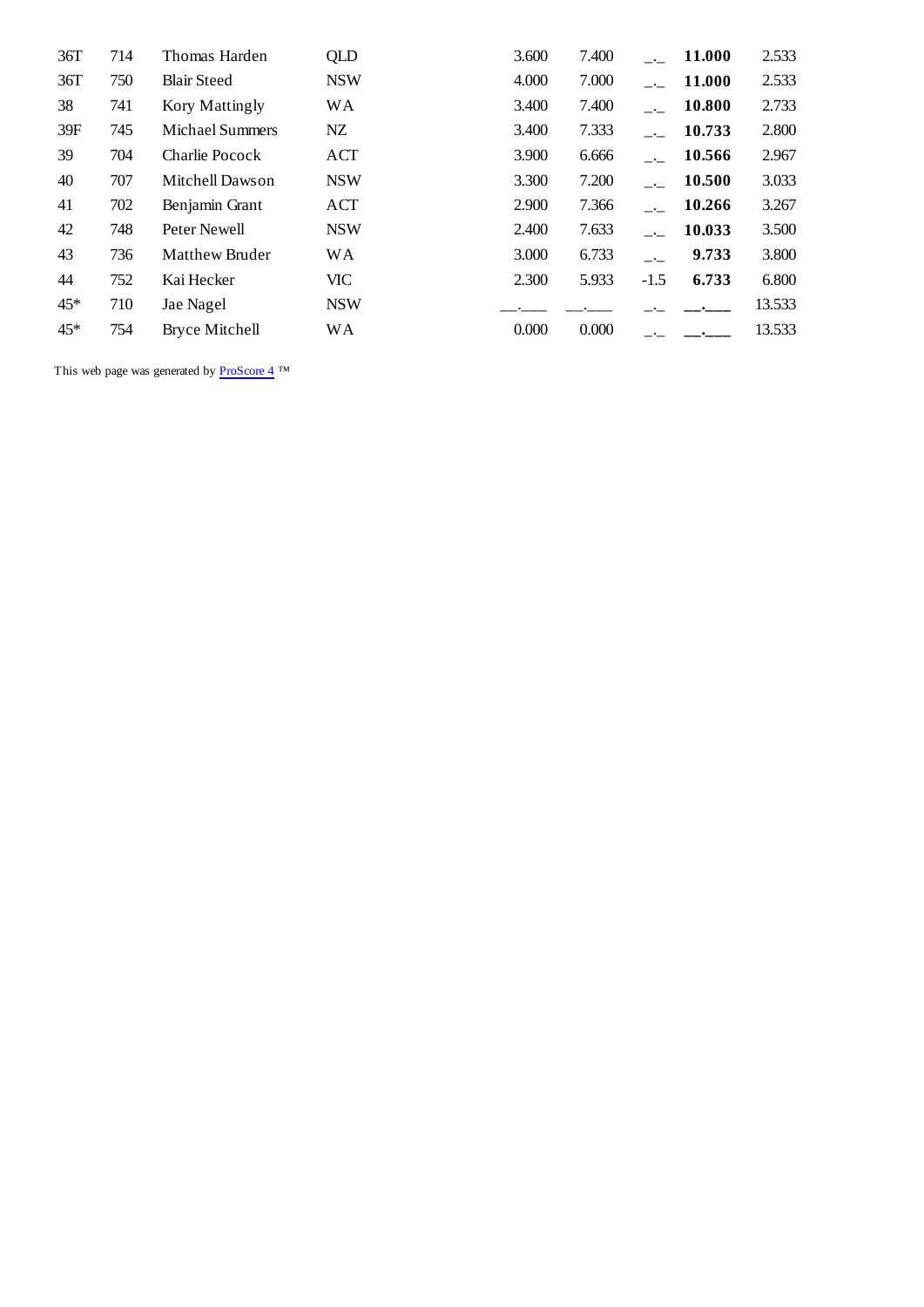| | | | | | | | | |
|---|---|---|---|---|---|---|---|---|
| 36T | 714 | Thomas Harden | QLD | 3.600 | 7.400 | _._ | **11.000** | 2.533 |
| 36T | 750 | Blair Steed | NSW | 4.000 | 7.000 | _._ | **11.000** | 2.533 |
| 38 | 741 | Kory Mattingly | WA | 3.400 | 7.400 | _._ | **10.800** | 2.733 |
| 39F | 745 | Michael Summers | NZ | 3.400 | 7.333 | _._ | **10.733** | 2.800 |
| 39 | 704 | Charlie Pocock | ACT | 3.900 | 6.666 | _._ | **10.566** | 2.967 |
| 40 | 707 | Mitchell Dawson | NSW | 3.300 | 7.200 | _._ | **10.500** | 3.033 |
| 41 | 702 | Benjamin Grant | ACT | 2.900 | 7.366 | _._ | **10.266** | 3.267 |
| 42 | 748 | Peter Newell | NSW | 2.400 | 7.633 | _._ | **10.033** | 3.500 |
| 43 | 736 | Matthew Bruder | WA | 3.000 | 6.733 | _._ | **9.733** | 3.800 |
| 44 | 752 | Kai Hecker | VIC | 2.300 | 5.933 | -1.5 | **6.733** | 6.800 |
| 45* | 710 | Jae Nagel | NSW | __.___ | __.___ | _._ | **__.___** | 13.533 |
| 45* | 754 | Bryce Mitchell | WA | 0.000 | 0.000 | _._ | **__.___** | 13.533 |

This web page was generated by ProScore 4 ™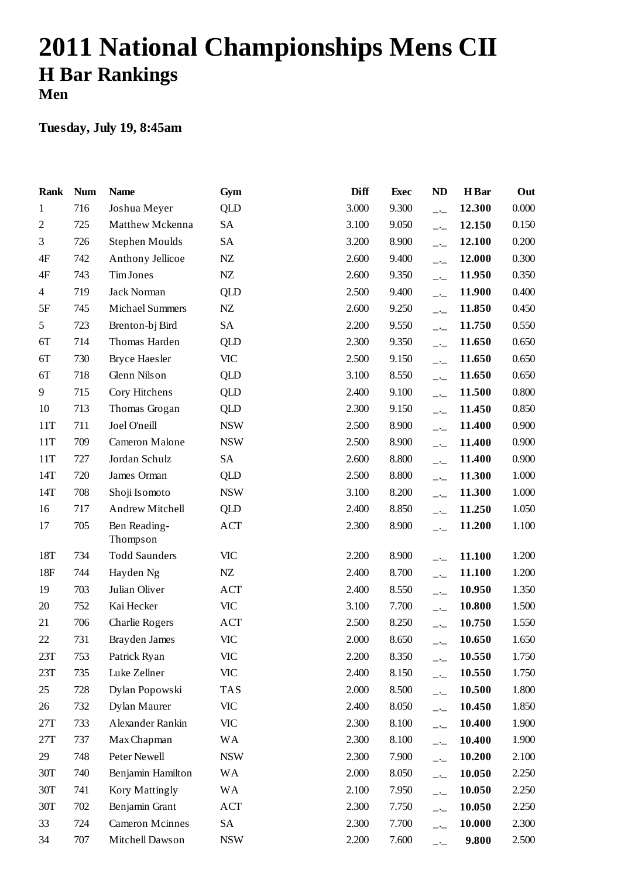# 2011 National Championships Mens CII

## H Bar Rankings

### Men

**Tuesday, July 19, 8:45am**

| Rank | Num | Name | Gym | Diff | Exec | ND | H Bar | Out |
|---|---|---|---|---|---|---|---|---|
| 1 | 716 | Joshua Meyer | QLD | 3.000 | 9.300 | _._ | **12.300** | 0.000 |
| 2 | 725 | Matthew Mckenna | SA | 3.100 | 9.050 | _._ | **12.150** | 0.150 |
| 3 | 726 | Stephen Moulds | SA | 3.200 | 8.900 | _._ | **12.100** | 0.200 |
| 4F | 742 | Anthony Jellicoe | NZ | 2.600 | 9.400 | _._ | **12.000** | 0.300 |
| 4F | 743 | Tim Jones | NZ | 2.600 | 9.350 | _._ | **11.950** | 0.350 |
| 4 | 719 | Jack Norman | QLD | 2.500 | 9.400 | _._ | **11.900** | 0.400 |
| 5F | 745 | Michael Summers | NZ | 2.600 | 9.250 | _._ | **11.850** | 0.450 |
| 5 | 723 | Brenton-bj Bird | SA | 2.200 | 9.550 | _._ | **11.750** | 0.550 |
| 6T | 714 | Thomas Harden | QLD | 2.300 | 9.350 | _._ | **11.650** | 0.650 |
| 6T | 730 | Bryce Haesler | VIC | 2.500 | 9.150 | _._ | **11.650** | 0.650 |
| 6T | 718 | Glenn Nilson | QLD | 3.100 | 8.550 | _._ | **11.650** | 0.650 |
| 9 | 715 | Cory Hitchens | QLD | 2.400 | 9.100 | _._ | **11.500** | 0.800 |
| 10 | 713 | Thomas Grogan | QLD | 2.300 | 9.150 | _._ | **11.450** | 0.850 |
| 11T | 711 | Joel O'neill | NSW | 2.500 | 8.900 | _._ | **11.400** | 0.900 |
| 11T | 709 | Cameron Malone | NSW | 2.500 | 8.900 | _._ | **11.400** | 0.900 |
| 11T | 727 | Jordan Schulz | SA | 2.600 | 8.800 | _._ | **11.400** | 0.900 |
| 14T | 720 | James Orman | QLD | 2.500 | 8.800 | _._ | **11.300** | 1.000 |
| 14T | 708 | Shoji Isomoto | NSW | 3.100 | 8.200 | _._ | **11.300** | 1.000 |
| 16 | 717 | Andrew Mitchell | QLD | 2.400 | 8.850 | _._ | **11.250** | 1.050 |
| 17 | 705 | Ben Reading-Thompson | ACT | 2.300 | 8.900 | _._ | **11.200** | 1.100 |
| 18T | 734 | Todd Saunders | VIC | 2.200 | 8.900 | _._ | **11.100** | 1.200 |
| 18F | 744 | Hayden Ng | NZ | 2.400 | 8.700 | _._ | **11.100** | 1.200 |
| 19 | 703 | Julian Oliver | ACT | 2.400 | 8.550 | _._ | **10.950** | 1.350 |
| 20 | 752 | Kai Hecker | VIC | 3.100 | 7.700 | _._ | **10.800** | 1.500 |
| 21 | 706 | Charlie Rogers | ACT | 2.500 | 8.250 | _._ | **10.750** | 1.550 |
| 22 | 731 | Brayden James | VIC | 2.000 | 8.650 | _._ | **10.650** | 1.650 |
| 23T | 753 | Patrick Ryan | VIC | 2.200 | 8.350 | _._ | **10.550** | 1.750 |
| 23T | 735 | Luke Zellner | VIC | 2.400 | 8.150 | _._ | **10.550** | 1.750 |
| 25 | 728 | Dylan Popowski | TAS | 2.000 | 8.500 | _._ | **10.500** | 1.800 |
| 26 | 732 | Dylan Maurer | VIC | 2.400 | 8.050 | _._ | **10.450** | 1.850 |
| 27T | 733 | Alexander Rankin | VIC | 2.300 | 8.100 | _._ | **10.400** | 1.900 |
| 27T | 737 | Max Chapman | WA | 2.300 | 8.100 | _._ | **10.400** | 1.900 |
| 29 | 748 | Peter Newell | NSW | 2.300 | 7.900 | _._ | **10.200** | 2.100 |
| 30T | 740 | Benjamin Hamilton | WA | 2.000 | 8.050 | _._ | **10.050** | 2.250 |
| 30T | 741 | Kory Mattingly | WA | 2.100 | 7.950 | _._ | **10.050** | 2.250 |
| 30T | 702 | Benjamin Grant | ACT | 2.300 | 7.750 | _._ | **10.050** | 2.250 |
| 33 | 724 | Cameron Mcinnes | SA | 2.300 | 7.700 | _._ | **10.000** | 2.300 |
| 34 | 707 | Mitchell Dawson | NSW | 2.200 | 7.600 | _._ | **9.800** | 2.500 |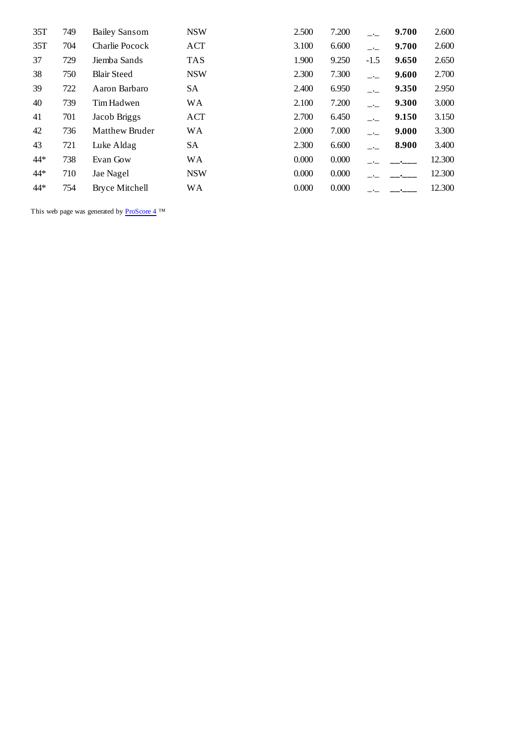| | | | | | | | | |
|---|---|---|---|---|---|---|---|---|
| 35T | 749 | Bailey Sansom | NSW | 2.500 | 7.200 | _._ | **9.700** | 2.600 |
| 35T | 704 | Charlie Pocock | ACT | 3.100 | 6.600 | _._ | **9.700** | 2.600 |
| 37 | 729 | Jiemba Sands | TAS | 1.900 | 9.250 | -1.5 | **9.650** | 2.650 |
| 38 | 750 | Blair Steed | NSW | 2.300 | 7.300 | _._ | **9.600** | 2.700 |
| 39 | 722 | Aaron Barbaro | SA | 2.400 | 6.950 | _._ | **9.350** | 2.950 |
| 40 | 739 | Tim Hadwen | WA | 2.100 | 7.200 | _._ | **9.300** | 3.000 |
| 41 | 701 | Jacob Briggs | ACT | 2.700 | 6.450 | _._ | **9.150** | 3.150 |
| 42 | 736 | Matthew Bruder | WA | 2.000 | 7.000 | _._ | **9.000** | 3.300 |
| 43 | 721 | Luke Aldag | SA | 2.300 | 6.600 | _._ | **8.900** | 3.400 |
| 44* | 738 | Evan Gow | WA | 0.000 | 0.000 | _._ | **__.___** | 12.300 |
| 44* | 710 | Jae Nagel | NSW | 0.000 | 0.000 | _._ | **__.___** | 12.300 |
| 44* | 754 | Bryce Mitchell | WA | 0.000 | 0.000 | _._ | **__.___** | 12.300 |

This web page was generated by ProScore 4 ™